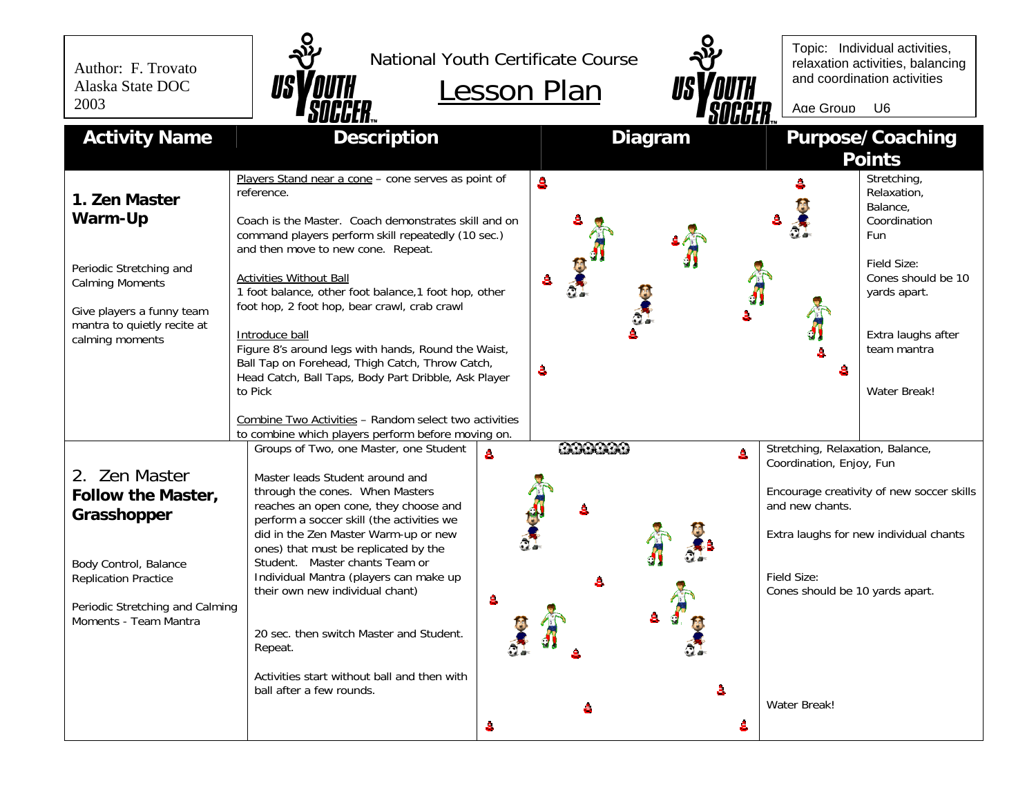Author: F. Trovato
Alaska State DOC
2003

# National Youth Certificate Course
## Lesson Plan

Topic: Individual activities, relaxation activities, balancing and coordination activities

Age Group U6

| Activity Name | Description | Diagram | Purpose/Coaching Points |
|---|---|---|---|
| **1. Zen Master Warm-Up**<br><br>Periodic Stretching and Calming Moments<br><br>Give players a funny team mantra to quietly recite at calming moments | Players Stand near a cone – cone serves as point of reference.<br><br>Coach is the Master. Coach demonstrates skill and on command players perform skill repeatedly (10 sec.) and then move to new cone. Repeat.<br><br>Activities Without Ball<br>1 foot balance, other foot balance,1 foot hop, other foot hop, 2 foot hop, bear crawl, crab crawl<br><br>Introduce ball<br>Figure 8's around legs with hands, Round the Waist, Ball Tap on Forehead, Thigh Catch, Throw Catch, Head Catch, Ball Taps, Body Part Dribble, Ask Player to Pick<br><br>Combine Two Activities – Random select two activities to combine which players perform before moving on. | | Stretching, Relaxation, Balance, Coordination Fun<br><br>Field Size: Cones should be 10 yards apart.<br><br>Extra laughs after team mantra<br><br>Water Break! |
| 2. Zen Master **Follow the Master, Grasshopper**<br><br>Body Control, Balance Replication Practice<br><br>Periodic Stretching and Calming Moments - Team Mantra | Groups of Two, one Master, one Student<br><br>Master leads Student around and through the cones. When Masters reaches an open cone, they choose and perform a soccer skill (the activities we did in the Zen Master Warm-up or new ones) that must be replicated by the Student. Master chants Team or Individual Mantra (players can make up their own new individual chant)<br><br>20 sec. then switch Master and Student. Repeat.<br><br>Activities start without ball and then with ball after a few rounds. | | Stretching, Relaxation, Balance, Coordination, Enjoy, Fun<br><br>Encourage creativity of new soccer skills and new chants.<br><br>Extra laughs for new individual chants<br><br>Field Size: Cones should be 10 yards apart.<br><br>Water Break! |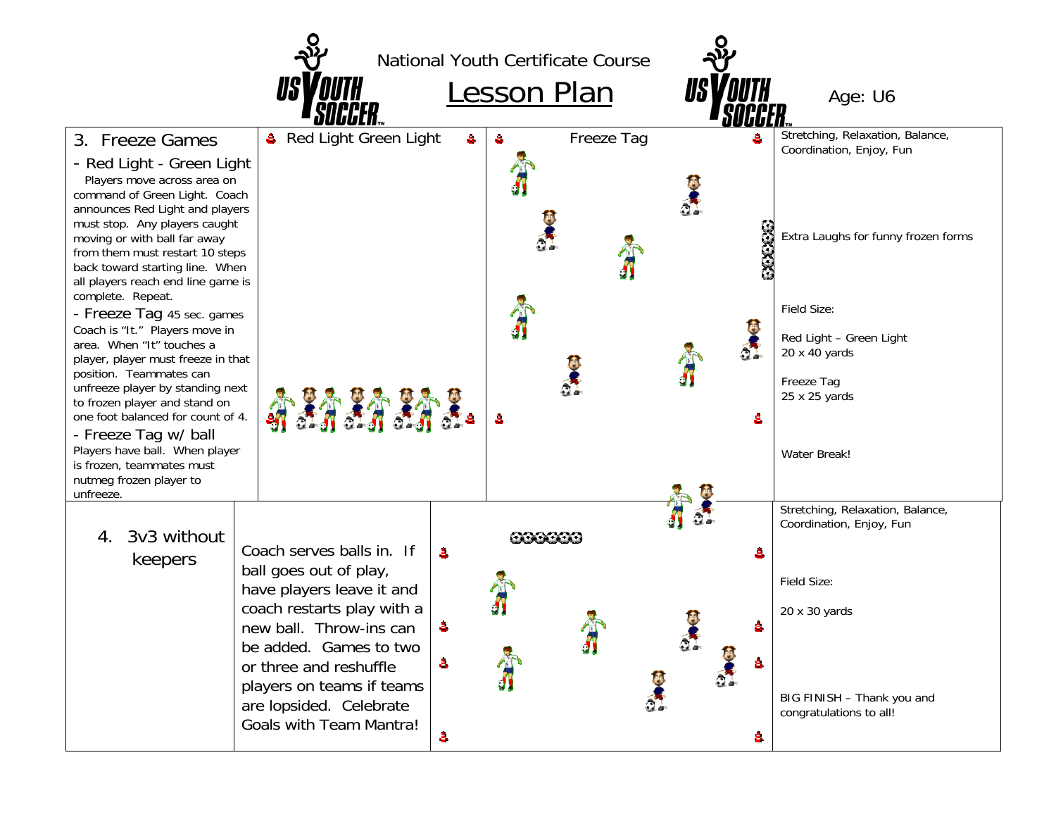National Youth Certificate Course

# Lesson Plan

Age: U6

## 3. Freeze Games

**- Red Light - Green Light**

Players move across area on command of Green Light. Coach announces Red Light and players must stop. Any players caught moving or with ball far away from them must restart 10 steps back toward starting line. When all players reach end line game is complete. Repeat.

**- Freeze Tag** 45 sec. games

Coach is "It." Players move in area. When "It" touches a player, player must freeze in that position. Teammates can unfreeze player by standing next to frozen player and stand on one foot balanced for count of 4.

**- Freeze Tag w/ ball**

Players have ball. When player is frozen, teammates must nutmeg frozen player to unfreeze.

Red Light Green Light

Freeze Tag

Stretching, Relaxation, Balance, Coordination, Enjoy, Fun

Extra Laughs for funny frozen forms

Field Size:

Red Light – Green Light
20 x 40 yards

Freeze Tag
25 x 25 yards

Water Break!

## 4. 3v3 without keepers

Coach serves balls in. If ball goes out of play, have players leave it and coach restarts play with a new ball. Throw-ins can be added. Games to two or three and reshuffle players on teams if teams are lopsided. Celebrate Goals with Team Mantra!

Stretching, Relaxation, Balance, Coordination, Enjoy, Fun

Field Size:

20 x 30 yards

BIG FINISH – Thank you and congratulations to all!